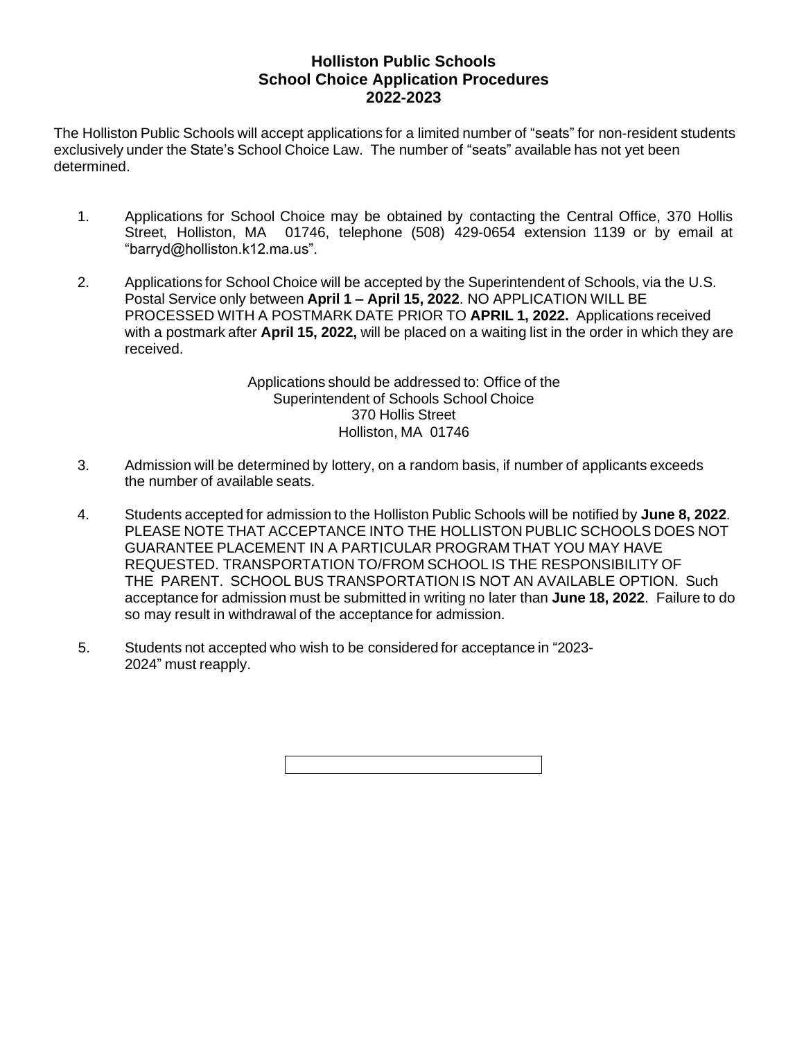# Holliston Public Schools
## School Choice Application Procedures
## 2022-2023

The Holliston Public Schools will accept applications for a limited number of "seats" for non-resident students exclusively under the State's School Choice Law. The number of "seats" available has not yet been determined.

1. Applications for School Choice may be obtained by contacting the Central Office, 370 Hollis Street, Holliston, MA 01746, telephone (508) 429-0654 extension 1139 or by email at "barryd@holliston.k12.ma.us".

2. Applications for School Choice will be accepted by the Superintendent of Schools, via the U.S. Postal Service only between **April 1 – April 15, 2022**. NO APPLICATION WILL BE PROCESSED WITH A POSTMARK DATE PRIOR TO **APRIL 1, 2022.** Applications received with a postmark after **April 15, 2022,** will be placed on a waiting list in the order in which they are received.

   Applications should be addressed to: Office of the
   Superintendent of Schools School Choice
   370 Hollis Street
   Holliston, MA 01746

3. Admission will be determined by lottery, on a random basis, if number of applicants exceeds the number of available seats.

4. Students accepted for admission to the Holliston Public Schools will be notified by **June 8, 2022**. PLEASE NOTE THAT ACCEPTANCE INTO THE HOLLISTON PUBLIC SCHOOLS DOES NOT GUARANTEE PLACEMENT IN A PARTICULAR PROGRAM THAT YOU MAY HAVE REQUESTED. TRANSPORTATION TO/FROM SCHOOL IS THE RESPONSIBILITY OF THE PARENT. SCHOOL BUS TRANSPORTATION IS NOT AN AVAILABLE OPTION. Such acceptance for admission must be submitted in writing no later than **June 18, 2022**. Failure to do so may result in withdrawal of the acceptance for admission.

5. Students not accepted who wish to be considered for acceptance in "2023-2024" must reapply.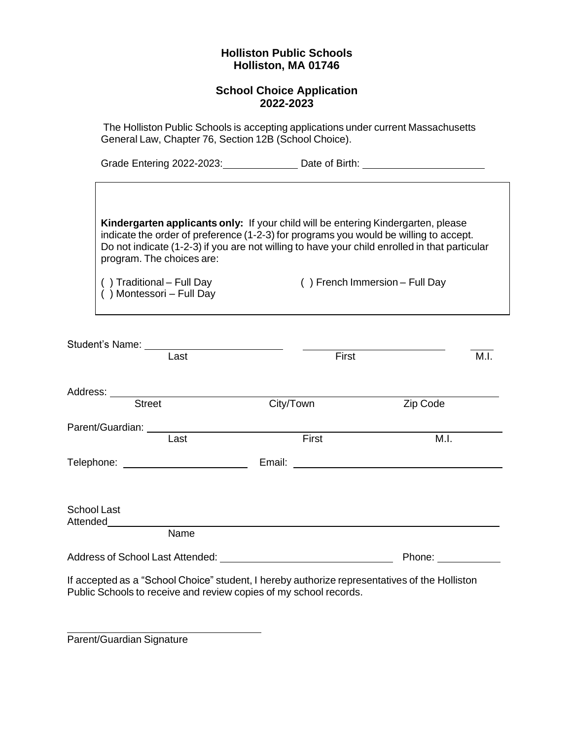**Holliston Public Schools**
**Holliston, MA 01746**

**School Choice Application**
**2022-2023**

The Holliston Public Schools is accepting applications under current Massachusetts General Law, Chapter 76, Section 12B (School Choice).

Grade Entering 2022-2023: ____________ Date of Birth: ____________________

**Kindergarten applicants only:** If your child will be entering Kindergarten, please indicate the order of preference (1-2-3) for programs you would be willing to accept. Do not indicate (1-2-3) if you are not willing to have your child enrolled in that particular program. The choices are:

( ) Traditional – Full Day
( ) Montessori – Full Day
( ) French Immersion – Full Day

Student's Name: ______________________ ______________________ ____
Last First M.I.

Address: ____________________________________________________________
Street City/Town Zip Code

Parent/Guardian: ______________________________________________________
Last First M.I.

Telephone: ____________________ Email: ____________________________________

School Last Attended____________________________________________________
Name

Address of School Last Attended: ____________________________ Phone: __________

If accepted as a "School Choice" student, I hereby authorize representatives of the Holliston Public Schools to receive and review copies of my school records.

________________________________
Parent/Guardian Signature